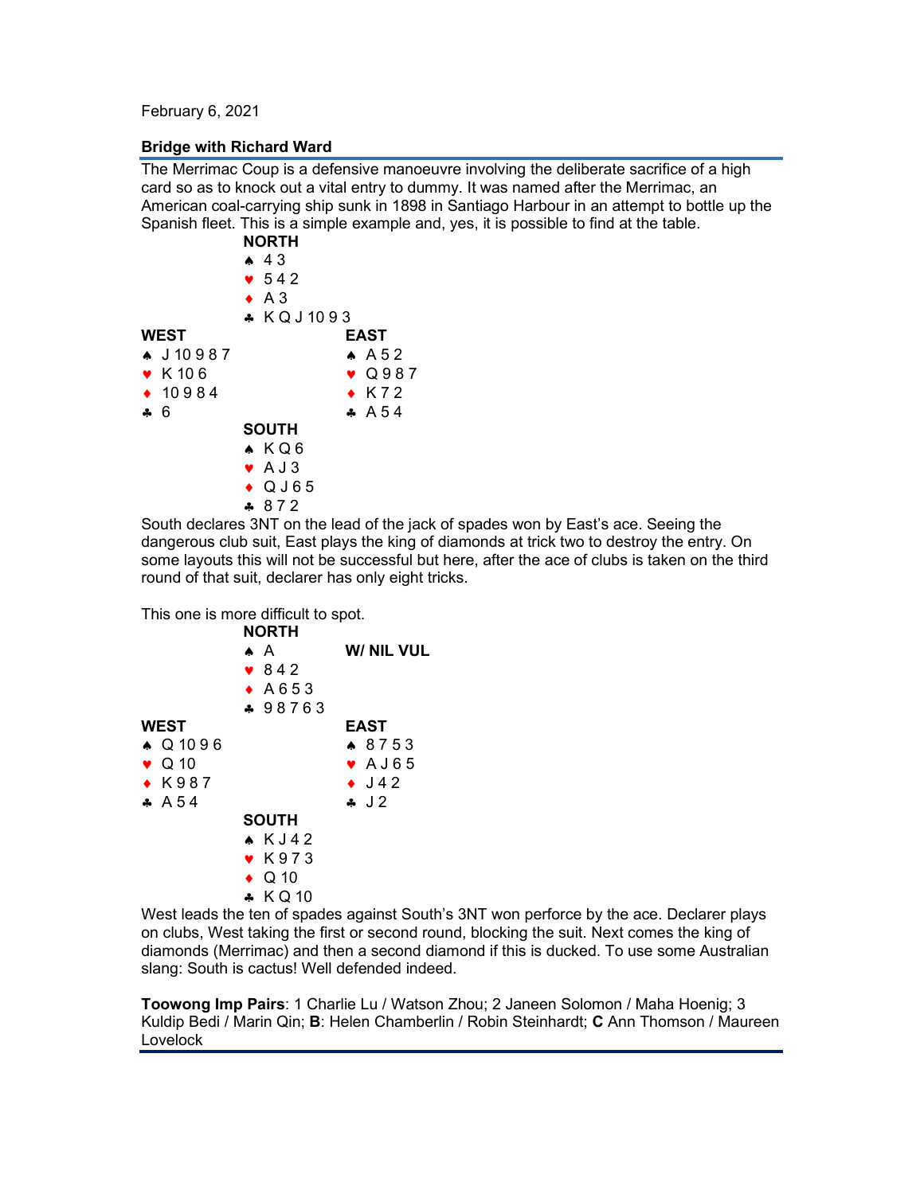February 6, 2021

**Bridge with Richard Ward**

The Merrimac Coup is a defensive manoeuvre involving the deliberate sacrifice of a high card so as to knock out a vital entry to dummy. It was named after the Merrimac, an American coal-carrying ship sunk in 1898 in Santiago Harbour in an attempt to bottle up the Spanish fleet. This is a simple example and, yes, it is possible to find at the table.

```
               NORTH
               ♠ 4 3
               ♥ 5 4 2
               ♦ A 3
               ♣ K Q J 10 9 3
WEST                          EAST
♠ J 10 9 8 7                  ♠ A 5 2
♥ K 10 6                      ♥ Q 9 8 7
♦ 10 9 8 4                    ♦ K 7 2
♣ 6                           ♣ A 5 4
               SOUTH
               ♠ K Q 6
               ♥ A J 3
               ♦ Q J 6 5
               ♣ 8 7 2
```

South declares 3NT on the lead of the jack of spades won by East's ace. Seeing the dangerous club suit, East plays the king of diamonds at trick two to destroy the entry. On some layouts this will not be successful but here, after the ace of clubs is taken on the third round of that suit, declarer has only eight tricks.

This one is more difficult to spot.

```
               NORTH
               ♠ A              W/ NIL VUL
               ♥ 8 4 2
               ♦ A 6 5 3
               ♣ 9 8 7 6 3
WEST                          EAST
♠ Q 10 9 6                    ♠ 8 7 5 3
♥ Q 10                        ♥ A J 6 5
♦ K 9 8 7                     ♦ J 4 2
♣ A 5 4                       ♣ J 2
               SOUTH
               ♠ K J 4 2
               ♥ K 9 7 3
               ♦ Q 10
               ♣ K Q 10
```

West leads the ten of spades against South's 3NT won perforce by the ace. Declarer plays on clubs, West taking the first or second round, blocking the suit. Next comes the king of diamonds (Merrimac) and then a second diamond if this is ducked. To use some Australian slang: South is cactus! Well defended indeed.

**Toowong Imp Pairs**: 1 Charlie Lu / Watson Zhou; 2 Janeen Solomon / Maha Hoenig; 3 Kuldip Bedi / Marin Qin; **B**: Helen Chamberlin / Robin Steinhardt; **C** Ann Thomson / Maureen Lovelock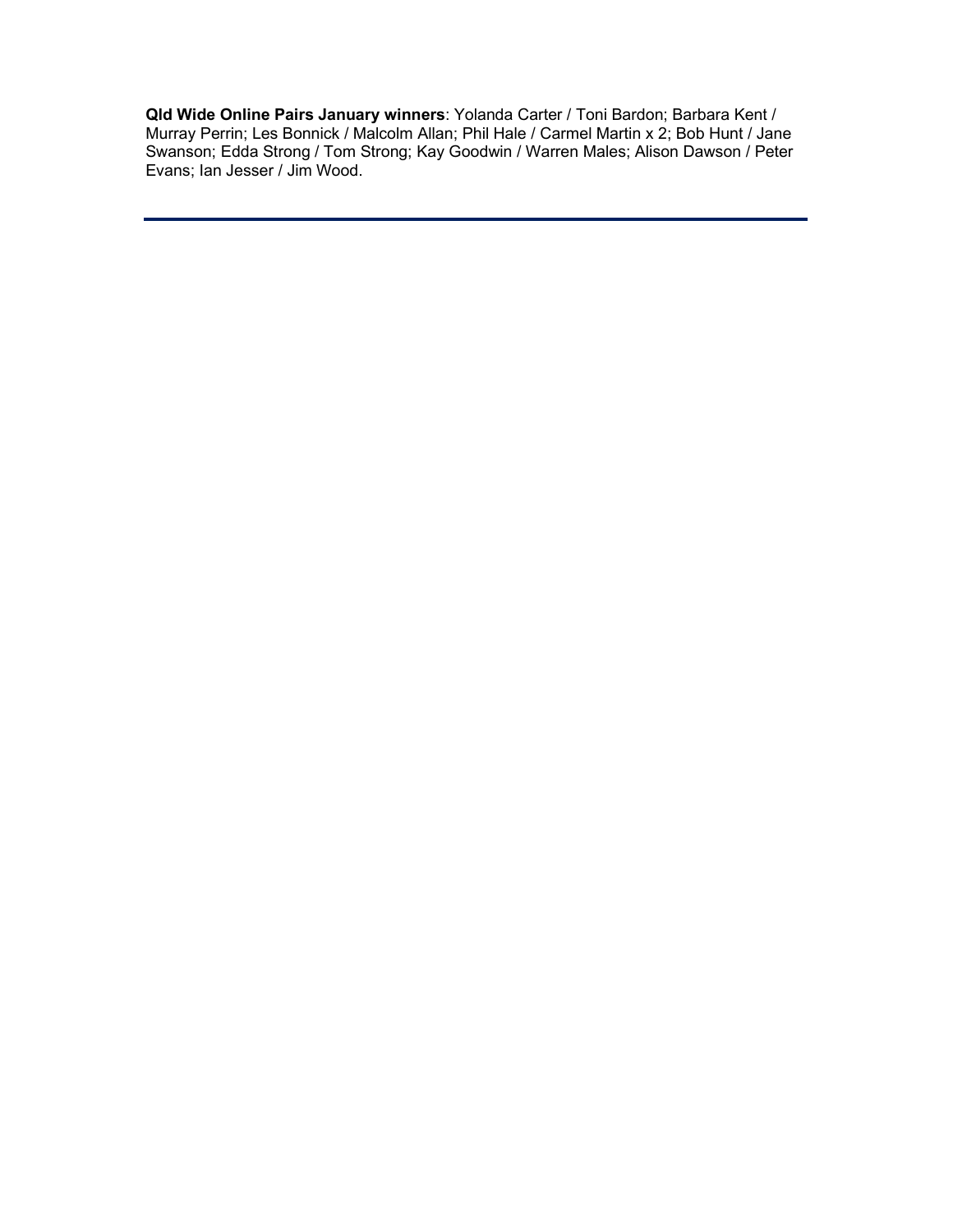**Qld Wide Online Pairs January winners**: Yolanda Carter / Toni Bardon; Barbara Kent / Murray Perrin; Les Bonnick / Malcolm Allan; Phil Hale / Carmel Martin x 2; Bob Hunt / Jane Swanson; Edda Strong / Tom Strong; Kay Goodwin / Warren Males; Alison Dawson / Peter Evans; Ian Jesser / Jim Wood.

---